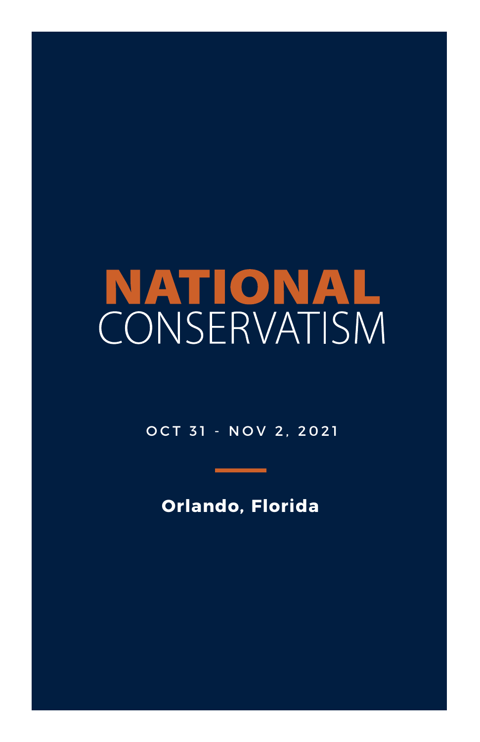# NATIONAL CONSERVATISM

OCT 31 - NOV 2, 2021

**Orlando, Florida**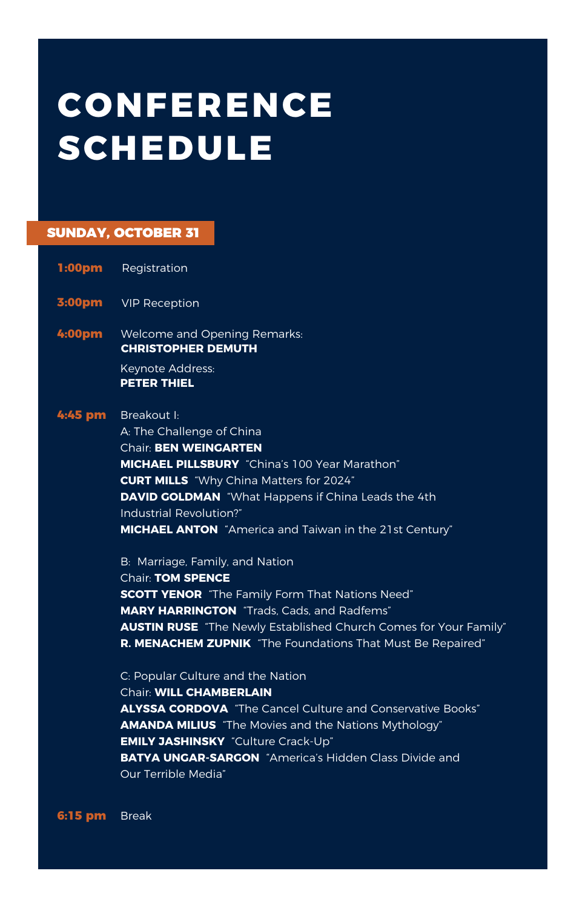# CONFERENCE SCHEDULE

## SUNDAY, OCTOBER 31

**1:00pm** Registration

**3:00pm** VIP Reception

**4:00pm** Welcome and Opening Remarks:
**CHRISTOPHER DEMUTH**

Keynote Address:
**PETER THIEL**

**4:45 pm** Breakout I:

A: The Challenge of China
Chair: **BEN WEINGARTEN**
**MICHAEL PILLSBURY** "China's 100 Year Marathon"
**CURT MILLS** "Why China Matters for 2024"
**DAVID GOLDMAN** "What Happens if China Leads the 4th Industrial Revolution?"
**MICHAEL ANTON** "America and Taiwan in the 21st Century"

B: Marriage, Family, and Nation
Chair: **TOM SPENCE**
**SCOTT YENOR** "The Family Form That Nations Need"
**MARY HARRINGTON** "Trads, Cads, and Radfems"
**AUSTIN RUSE** "The Newly Established Church Comes for Your Family"
**R. MENACHEM ZUPNIK** "The Foundations That Must Be Repaired"

C: Popular Culture and the Nation
Chair: **WILL CHAMBERLAIN**
**ALYSSA CORDOVA** "The Cancel Culture and Conservative Books"
**AMANDA MILIUS** "The Movies and the Nations Mythology"
**EMILY JASHINSKY** "Culture Crack-Up"
**BATYA UNGAR-SARGON** "America's Hidden Class Divide and Our Terrible Media"

**6:15 pm** Break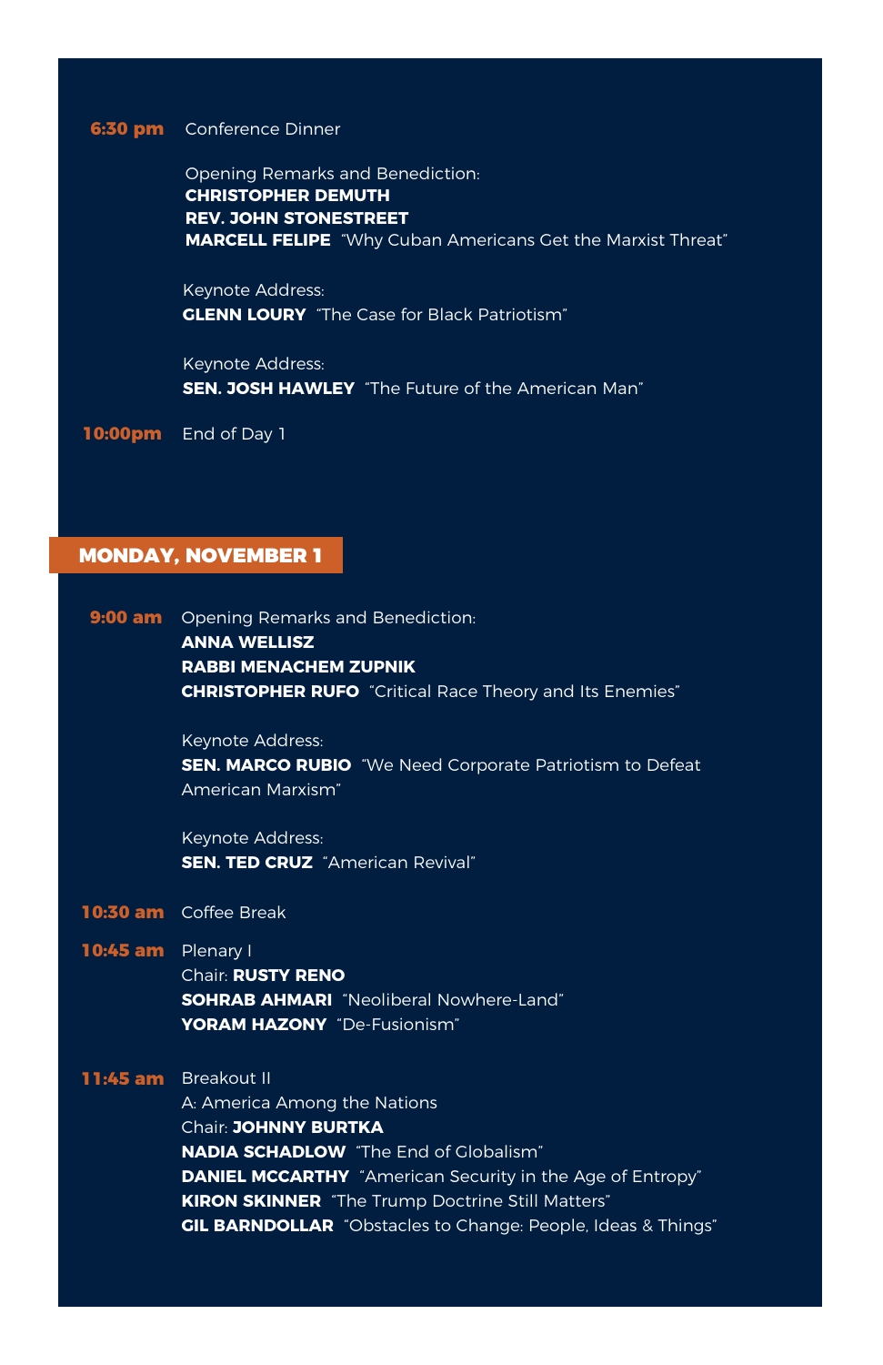**6:30 pm** Conference Dinner

Opening Remarks and Benediction:
**CHRISTOPHER DEMUTH**
**REV. JOHN STONESTREET**
**MARCELL FELIPE** "Why Cuban Americans Get the Marxist Threat"

Keynote Address:
**GLENN LOURY** "The Case for Black Patriotism"

Keynote Address:
**SEN. JOSH HAWLEY** "The Future of the American Man"

**10:00pm** End of Day 1

## MONDAY, NOVEMBER 1

**9:00 am** Opening Remarks and Benediction:
**ANNA WELLISZ**
**RABBI MENACHEM ZUPNIK**
**CHRISTOPHER RUFO** "Critical Race Theory and Its Enemies"

Keynote Address:
**SEN. MARCO RUBIO** "We Need Corporate Patriotism to Defeat American Marxism"

Keynote Address:
**SEN. TED CRUZ** "American Revival"

**10:30 am** Coffee Break

**10:45 am** Plenary I
Chair: **RUSTY RENO**
**SOHRAB AHMARI** "Neoliberal Nowhere-Land"
**YORAM HAZONY** "De-Fusionism"

**11:45 am** Breakout II
A: America Among the Nations
Chair: **JOHNNY BURTKA**
**NADIA SCHADLOW** "The End of Globalism"
**DANIEL MCCARTHY** "American Security in the Age of Entropy"
**KIRON SKINNER** "The Trump Doctrine Still Matters"
**GIL BARNDOLLAR** "Obstacles to Change: People, Ideas & Things"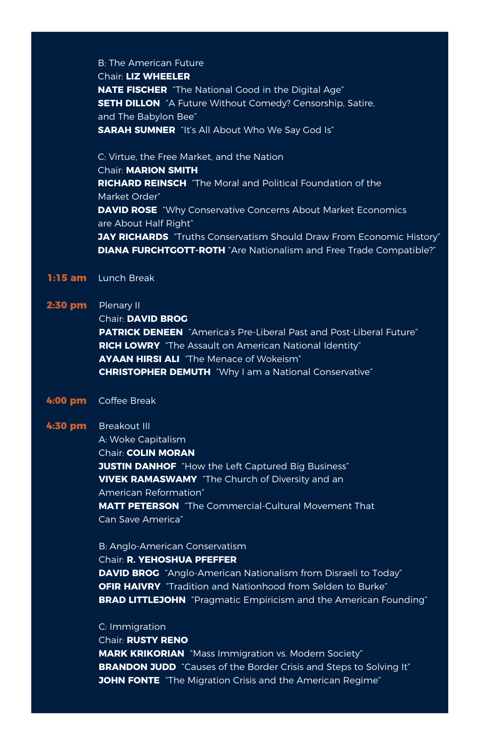B: The American Future
Chair: **LIZ WHEELER**
**NATE FISCHER** "The National Good in the Digital Age"
**SETH DILLON** "A Future Without Comedy? Censorship, Satire, and The Babylon Bee"
**SARAH SUMNER** "It's All About Who We Say God Is"

C: Virtue, the Free Market, and the Nation
Chair: **MARION SMITH**
**RICHARD REINSCH** "The Moral and Political Foundation of the Market Order"
**DAVID ROSE** "Why Conservative Concerns About Market Economics are About Half Right"
**JAY RICHARDS** "Truths Conservatism Should Draw From Economic History"
**DIANA FURCHTGOTT-ROTH** "Are Nationalism and Free Trade Compatible?"

**1:15 am** Lunch Break

**2:30 pm** Plenary II
Chair: **DAVID BROG**
**PATRICK DENEEN** "America's Pre-Liberal Past and Post-Liberal Future"
**RICH LOWRY** "The Assault on American National Identity"
**AYAAN HIRSI ALI** "The Menace of Wokeism"
**CHRISTOPHER DEMUTH** "Why I am a National Conservative"

**4:00 pm** Coffee Break

**4:30 pm** Breakout III
A: Woke Capitalism
Chair: **COLIN MORAN**
**JUSTIN DANHOF** "How the Left Captured Big Business"
**VIVEK RAMASWAMY** "The Church of Diversity and an American Reformation"
**MATT PETERSON** "The Commercial-Cultural Movement That Can Save America"

B: Anglo-American Conservatism
Chair: **R. YEHOSHUA PFEFFER**
**DAVID BROG** "Anglo-American Nationalism from Disraeli to Today"
**OFIR HAIVRY** "Tradition and Nationhood from Selden to Burke"
**BRAD LITTLEJOHN** "Pragmatic Empiricism and the American Founding"

C: Immigration
Chair: **RUSTY RENO**
**MARK KRIKORIAN** "Mass Immigration vs. Modern Society"
**BRANDON JUDD** "Causes of the Border Crisis and Steps to Solving It"
**JOHN FONTE** "The Migration Crisis and the American Regime"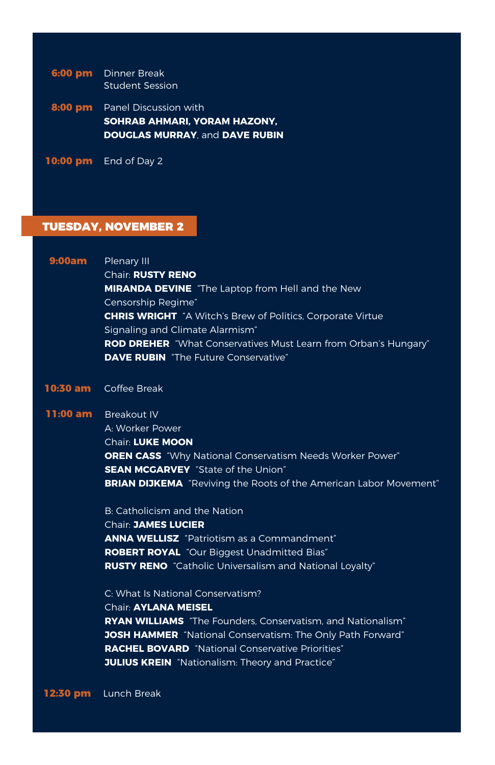**6:00 pm** Dinner Break
Student Session

**8:00 pm** Panel Discussion with
**SOHRAB AHMARI, YORAM HAZONY, DOUGLAS MURRAY**, and **DAVE RUBIN**

**10:00 pm** End of Day 2

## TUESDAY, NOVEMBER 2

**9:00am** Plenary III
Chair: **RUSTY RENO**
**MIRANDA DEVINE** "The Laptop from Hell and the New Censorship Regime"
**CHRIS WRIGHT** "A Witch's Brew of Politics, Corporate Virtue Signaling and Climate Alarmism"
**ROD DREHER** "What Conservatives Must Learn from Orban's Hungary"
**DAVE RUBIN** "The Future Conservative"

**10:30 am** Coffee Break

**11:00 am** Breakout IV
A: Worker Power
Chair: **LUKE MOON**
**OREN CASS** "Why National Conservatism Needs Worker Power"
**SEAN MCGARVEY** "State of the Union"
**BRIAN DIJKEMA** "Reviving the Roots of the American Labor Movement"

B: Catholicism and the Nation
Chair: **JAMES LUCIER**
**ANNA WELLISZ** "Patriotism as a Commandment"
**ROBERT ROYAL** "Our Biggest Unadmitted Bias"
**RUSTY RENO** "Catholic Universalism and National Loyalty"

C: What Is National Conservatism?
Chair: **AYLANA MEISEL**
**RYAN WILLIAMS** "The Founders, Conservatism, and Nationalism"
**JOSH HAMMER** "National Conservatism: The Only Path Forward"
**RACHEL BOVARD** "National Conservative Priorities"
**JULIUS KREIN** "Nationalism: Theory and Practice"

**12:30 pm** Lunch Break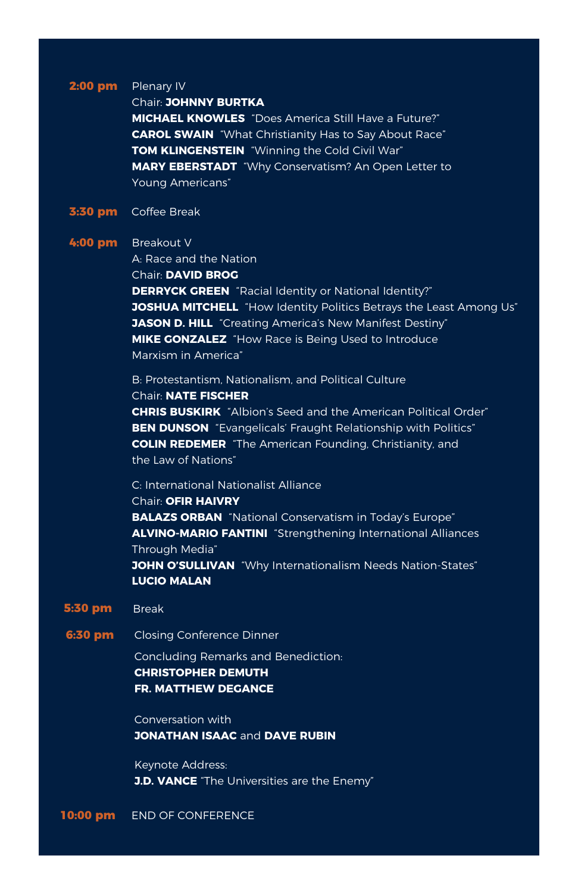**2:00 pm** Plenary IV
Chair: **JOHNNY BURTKA**
**MICHAEL KNOWLES** “Does America Still Have a Future?”
**CAROL SWAIN** “What Christianity Has to Say About Race”
**TOM KLINGENSTEIN** “Winning the Cold Civil War”
**MARY EBERSTADT** “Why Conservatism? An Open Letter to Young Americans”

**3:30 pm** Coffee Break

**4:00 pm** Breakout V

A: Race and the Nation
Chair: **DAVID BROG**
**DERRYCK GREEN** “Racial Identity or National Identity?”
**JOSHUA MITCHELL** “How Identity Politics Betrays the Least Among Us”
**JASON D. HILL** “Creating America’s New Manifest Destiny”
**MIKE GONZALEZ** “How Race is Being Used to Introduce Marxism in America”

B: Protestantism, Nationalism, and Political Culture
Chair: **NATE FISCHER**
**CHRIS BUSKIRK** “Albion’s Seed and the American Political Order”
**BEN DUNSON** “Evangelicals’ Fraught Relationship with Politics”
**COLIN REDEMER** “The American Founding, Christianity, and the Law of Nations”

C: International Nationalist Alliance
Chair: **OFIR HAIVRY**
**BALAZS ORBAN** “National Conservatism in Today’s Europe”
**ALVINO-MARIO FANTINI** “Strengthening International Alliances Through Media”
**JOHN O’SULLIVAN** “Why Internationalism Needs Nation-States”
**LUCIO MALAN**

**5:30 pm** Break

**6:30 pm** Closing Conference Dinner

Concluding Remarks and Benediction:
**CHRISTOPHER DEMUTH**
**FR. MATTHEW DEGANCE**

Conversation with
**JONATHAN ISAAC** and **DAVE RUBIN**

Keynote Address:
**J.D. VANCE** “The Universities are the Enemy”

**10:00 pm** END OF CONFERENCE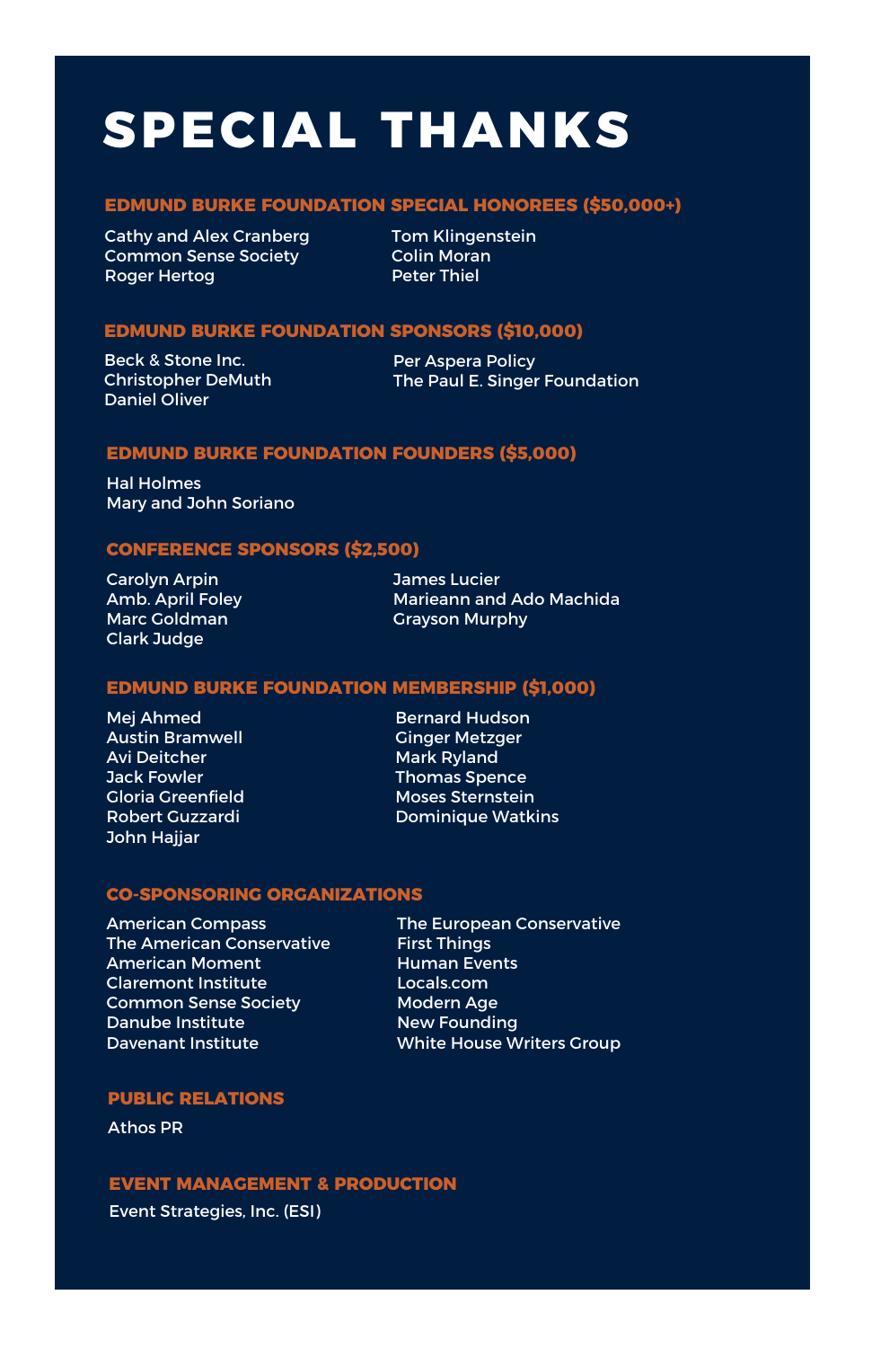# SPECIAL THANKS

## EDMUND BURKE FOUNDATION SPECIAL HONOREES ($50,000+)

Cathy and Alex Cranberg
Common Sense Society
Roger Hertog
Tom Klingenstein
Colin Moran
Peter Thiel

## EDMUND BURKE FOUNDATION SPONSORS ($10,000)

Beck & Stone Inc.
Christopher DeMuth
Daniel Oliver
Per Aspera Policy
The Paul E. Singer Foundation

## EDMUND BURKE FOUNDATION FOUNDERS ($5,000)

Hal Holmes
Mary and John Soriano

## CONFERENCE SPONSORS ($2,500)

Carolyn Arpin
Amb. April Foley
Marc Goldman
Clark Judge
James Lucier
Marieann and Ado Machida
Grayson Murphy

## EDMUND BURKE FOUNDATION MEMBERSHIP ($1,000)

Mej Ahmed
Austin Bramwell
Avi Deitcher
Jack Fowler
Gloria Greenfield
Robert Guzzardi
John Hajjar
Bernard Hudson
Ginger Metzger
Mark Ryland
Thomas Spence
Moses Sternstein
Dominique Watkins

## CO-SPONSORING ORGANIZATIONS

American Compass
The American Conservative
American Moment
Claremont Institute
Common Sense Society
Danube Institute
Davenant Institute
The European Conservative
First Things
Human Events
Locals.com
Modern Age
New Founding
White House Writers Group

## PUBLIC RELATIONS

Athos PR

## EVENT MANAGEMENT & PRODUCTION

Event Strategies, Inc. (ESI)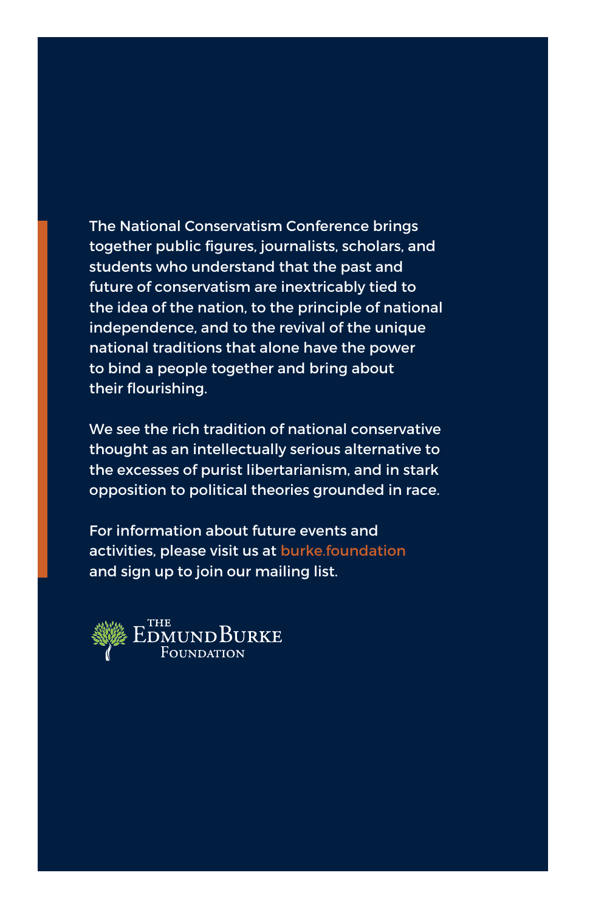The National Conservatism Conference brings together public figures, journalists, scholars, and students who understand that the past and future of conservatism are inextricably tied to the idea of the nation, to the principle of national independence, and to the revival of the unique national traditions that alone have the power to bind a people together and bring about their flourishing.

We see the rich tradition of national conservative thought as an intellectually serious alternative to the excesses of purist libertarianism, and in stark opposition to political theories grounded in race.

For information about future events and activities, please visit us at burke.foundation and sign up to join our mailing list.

THE EDMUND BURKE FOUNDATION